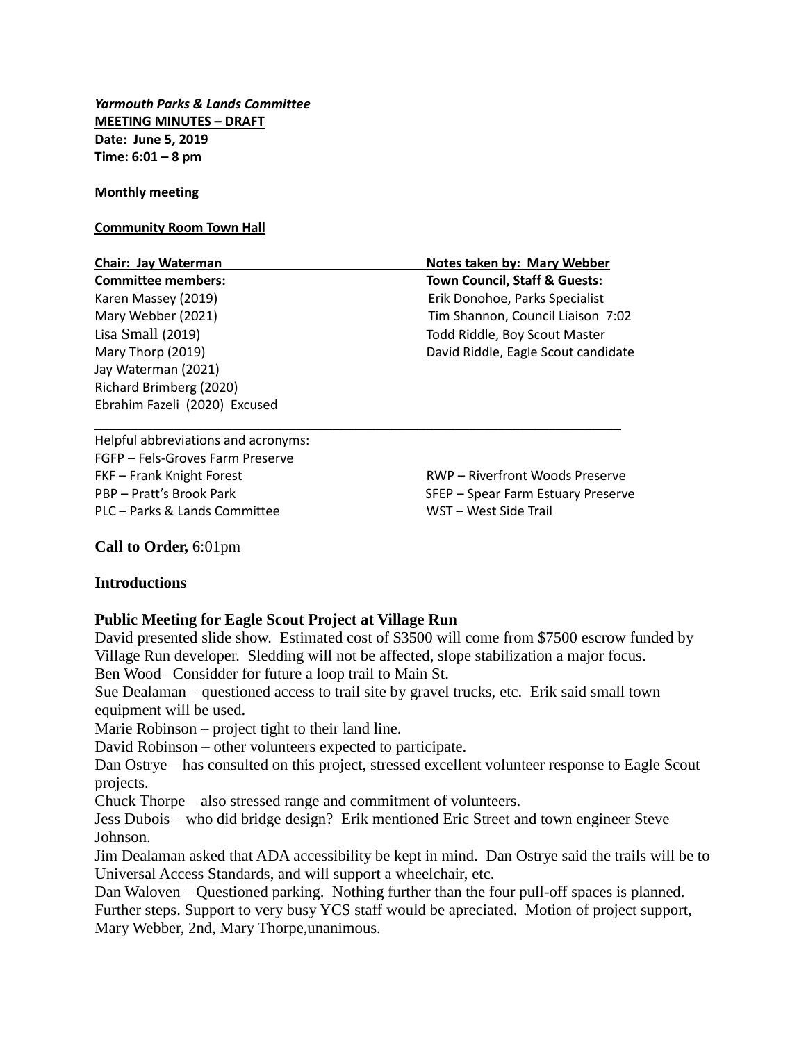***Yarmouth Parks & Lands Committee***
**MEETING MINUTES – DRAFT**
**Date: June 5, 2019**
**Time: 6:01 – 8 pm**

**Monthly meeting**

**Community Room Town Hall**

| **Chair: Jay Waterman** | **Notes taken by: Mary Webber** |
|---|---|
| **Committee members:** | **Town Council, Staff & Guests:** |
| Karen Massey (2019) | Erik Donohoe, Parks Specialist |
| Mary Webber (2021) | Tim Shannon, Council Liaison 7:02 |
| Lisa Small (2019) | Todd Riddle, Boy Scout Master |
| Mary Thorp (2019) | David Riddle, Eagle Scout candidate |
| Jay Waterman (2021) | |
| Richard Brimberg (2020) | |
| Ebrahim Fazeli (2020) Excused | |

Helpful abbreviations and acronyms:

| | |
|---|---|
| FGFP – Fels-Groves Farm Preserve | |
| FKF – Frank Knight Forest | RWP – Riverfront Woods Preserve |
| PBP – Pratt's Brook Park | SFEP – Spear Farm Estuary Preserve |
| PLC – Parks & Lands Committee | WST – West Side Trail |

**Call to Order,** 6:01pm

**Introductions**

**Public Meeting for Eagle Scout Project at Village Run**

David presented slide show. Estimated cost of $3500 will come from $7500 escrow funded by Village Run developer. Sledding will not be affected, slope stabilization a major focus.
Ben Wood –Considder for future a loop trail to Main St.
Sue Dealaman – questioned access to trail site by gravel trucks, etc. Erik said small town equipment will be used.
Marie Robinson – project tight to their land line.
David Robinson – other volunteers expected to participate.
Dan Ostrye – has consulted on this project, stressed excellent volunteer response to Eagle Scout projects.
Chuck Thorpe – also stressed range and commitment of volunteers.
Jess Dubois – who did bridge design? Erik mentioned Eric Street and town engineer Steve Johnson.
Jim Dealaman asked that ADA accessibility be kept in mind. Dan Ostrye said the trails will be to Universal Access Standards, and will support a wheelchair, etc.
Dan Waloven – Questioned parking. Nothing further than the four pull-off spaces is planned.
Further steps. Support to very busy YCS staff would be apreciated. Motion of project support, Mary Webber, 2nd, Mary Thorpe,unanimous.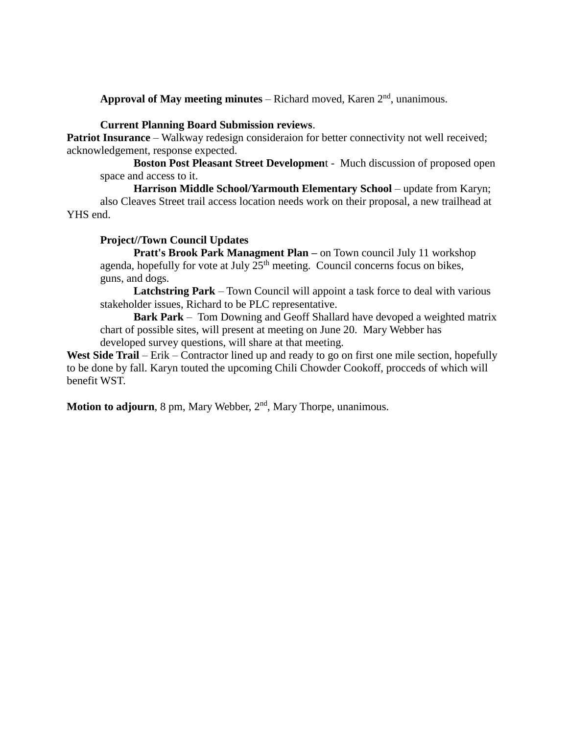**Approval of May meeting minutes** – Richard moved, Karen 2nd, unanimous.

**Current Planning Board Submission reviews**.

**Patriot Insurance** – Walkway redesign consideraion for better connectivity not well received; acknowledgement, response expected.

**Boston Post Pleasant Street Developmen**t - Much discussion of proposed open space and access to it.

**Harrison Middle School/Yarmouth Elementary School** – update from Karyn; also Cleaves Street trail access location needs work on their proposal, a new trailhead at YHS end.

**Project//Town Council Updates**

**Pratt's Brook Park Managment Plan –** on Town council July 11 workshop agenda, hopefully for vote at July 25th meeting. Council concerns focus on bikes, guns, and dogs.

**Latchstring Park** – Town Council will appoint a task force to deal with various stakeholder issues, Richard to be PLC representative.

**Bark Park** – Tom Downing and Geoff Shallard have devoped a weighted matrix chart of possible sites, will present at meeting on June 20. Mary Webber has developed survey questions, will share at that meeting.

**West Side Trail** – Erik – Contractor lined up and ready to go on first one mile section, hopefully to be done by fall. Karyn touted the upcoming Chili Chowder Cookoff, procceds of which will benefit WST.

**Motion to adjourn**, 8 pm, Mary Webber, 2nd, Mary Thorpe, unanimous.